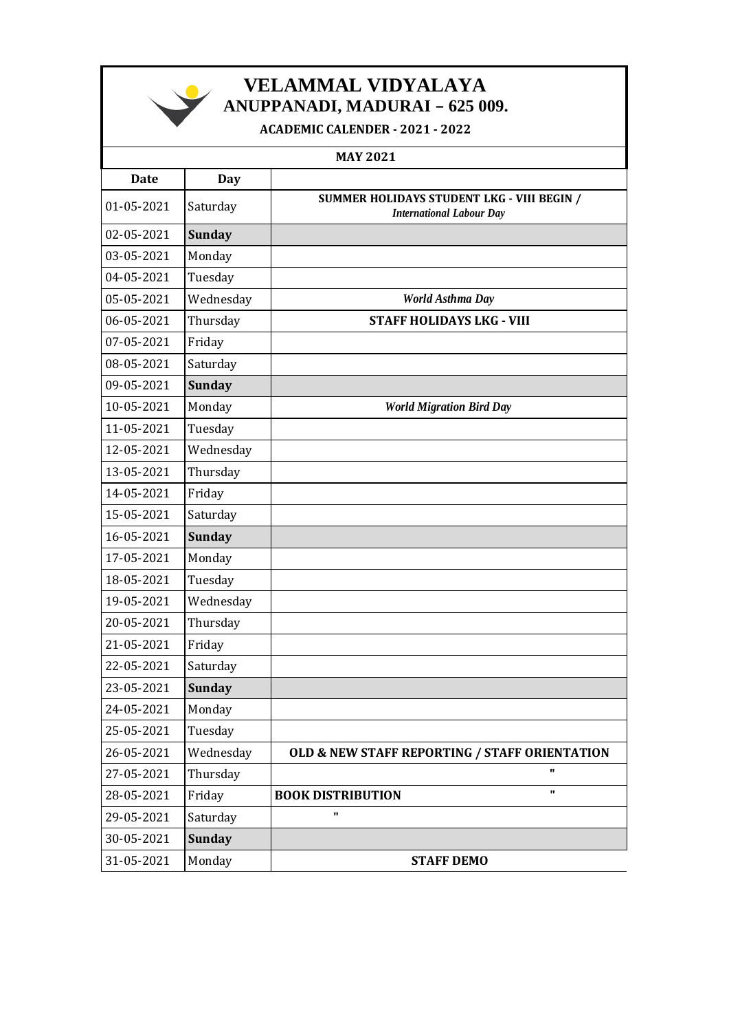# VELAMMAL VIDYALAYA
## ANUPPANADI, MADURAI – 625 009.

**ACADEMIC CALENDER - 2021 - 2022**

**MAY 2021**

| Date | Day | |
|---|---|---|
| 01-05-2021 | Saturday | **SUMMER HOLIDAYS STUDENT LKG - VIII BEGIN /** *International Labour Day* |
| 02-05-2021 | **Sunday** | |
| 03-05-2021 | Monday | |
| 04-05-2021 | Tuesday | |
| 05-05-2021 | Wednesday | *World Asthma Day* |
| 06-05-2021 | Thursday | **STAFF HOLIDAYS LKG - VIII** |
| 07-05-2021 | Friday | |
| 08-05-2021 | Saturday | |
| 09-05-2021 | **Sunday** | |
| 10-05-2021 | Monday | *World Migration Bird Day* |
| 11-05-2021 | Tuesday | |
| 12-05-2021 | Wednesday | |
| 13-05-2021 | Thursday | |
| 14-05-2021 | Friday | |
| 15-05-2021 | Saturday | |
| 16-05-2021 | **Sunday** | |
| 17-05-2021 | Monday | |
| 18-05-2021 | Tuesday | |
| 19-05-2021 | Wednesday | |
| 20-05-2021 | Thursday | |
| 21-05-2021 | Friday | |
| 22-05-2021 | Saturday | |
| 23-05-2021 | **Sunday** | |
| 24-05-2021 | Monday | |
| 25-05-2021 | Tuesday | |
| 26-05-2021 | Wednesday | **OLD & NEW STAFF REPORTING / STAFF ORIENTATION** |
| 27-05-2021 | Thursday | " |
| 28-05-2021 | Friday | **BOOK DISTRIBUTION** " |
| 29-05-2021 | Saturday | " |
| 30-05-2021 | **Sunday** | |
| 31-05-2021 | Monday | **STAFF DEMO** |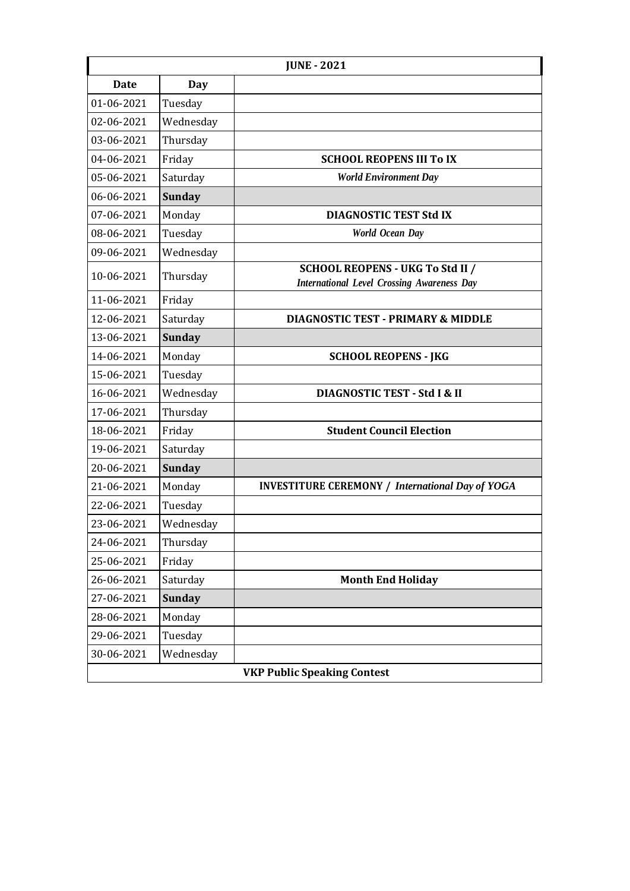| JUNE - 2021 | | |
|---|---|---|
| **Date** | **Day** | |
| 01-06-2021 | Tuesday | |
| 02-06-2021 | Wednesday | |
| 03-06-2021 | Thursday | |
| 04-06-2021 | Friday | **SCHOOL REOPENS III To IX** |
| 05-06-2021 | Saturday | ***World Environment Day*** |
| 06-06-2021 | **Sunday** | |
| 07-06-2021 | Monday | **DIAGNOSTIC TEST Std IX** |
| 08-06-2021 | Tuesday | ***World Ocean Day*** |
| 09-06-2021 | Wednesday | |
| 10-06-2021 | Thursday | **SCHOOL REOPENS - UKG To Std II /** ***International Level Crossing Awareness Day*** |
| 11-06-2021 | Friday | |
| 12-06-2021 | Saturday | **DIAGNOSTIC TEST - PRIMARY & MIDDLE** |
| 13-06-2021 | **Sunday** | |
| 14-06-2021 | Monday | **SCHOOL REOPENS - JKG** |
| 15-06-2021 | Tuesday | |
| 16-06-2021 | Wednesday | **DIAGNOSTIC TEST - Std I & II** |
| 17-06-2021 | Thursday | |
| 18-06-2021 | Friday | **Student Council Election** |
| 19-06-2021 | Saturday | |
| 20-06-2021 | **Sunday** | |
| 21-06-2021 | Monday | **INVESTITURE CEREMONY /** ***International Day of YOGA*** |
| 22-06-2021 | Tuesday | |
| 23-06-2021 | Wednesday | |
| 24-06-2021 | Thursday | |
| 25-06-2021 | Friday | |
| 26-06-2021 | Saturday | **Month End Holiday** |
| 27-06-2021 | **Sunday** | |
| 28-06-2021 | Monday | |
| 29-06-2021 | Tuesday | |
| 30-06-2021 | Wednesday | |
| **VKP Public Speaking Contest** | | |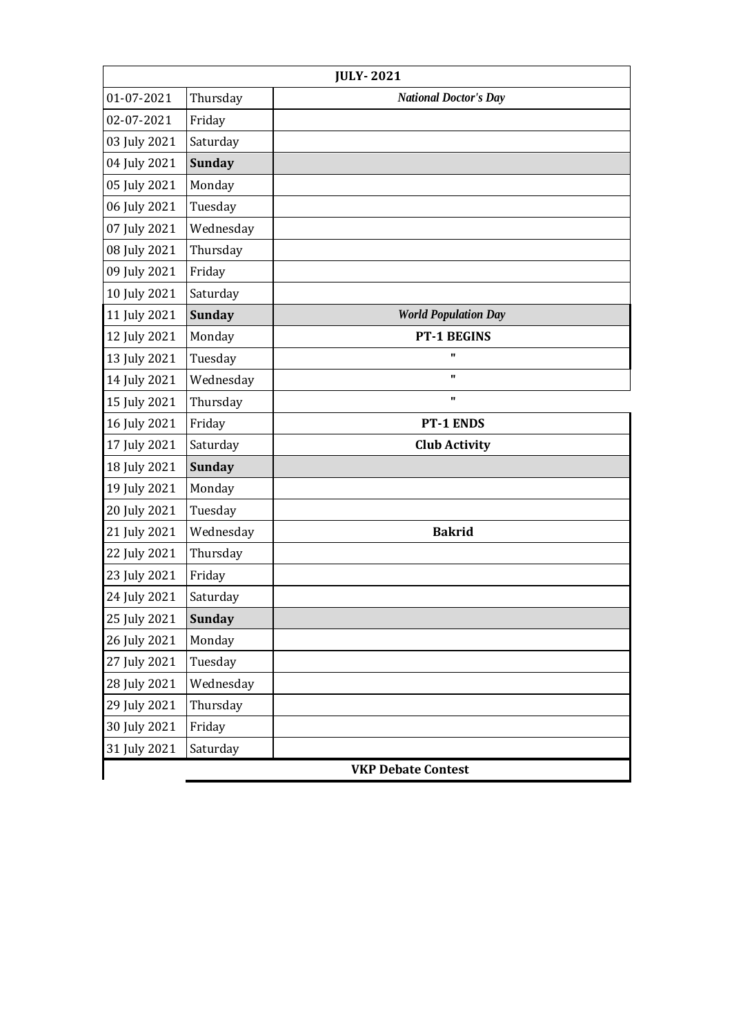| JULY- 2021 | | |
|---|---|---|
| 01-07-2021 | Thursday | ***National Doctor's Day*** |
| 02-07-2021 | Friday | |
| 03 July 2021 | Saturday | |
| 04 July 2021 | **Sunday** | |
| 05 July 2021 | Monday | |
| 06 July 2021 | Tuesday | |
| 07 July 2021 | Wednesday | |
| 08 July 2021 | Thursday | |
| 09 July 2021 | Friday | |
| 10 July 2021 | Saturday | |
| 11 July 2021 | **Sunday** | ***World Population Day*** |
| 12 July 2021 | Monday | **PT-1 BEGINS** |
| 13 July 2021 | Tuesday | " |
| 14 July 2021 | Wednesday | " |
| 15 July 2021 | Thursday | " |
| 16 July 2021 | Friday | **PT-1 ENDS** |
| 17 July 2021 | Saturday | **Club Activity** |
| 18 July 2021 | **Sunday** | |
| 19 July 2021 | Monday | |
| 20 July 2021 | Tuesday | |
| 21 July 2021 | Wednesday | **Bakrid** |
| 22 July 2021 | Thursday | |
| 23 July 2021 | Friday | |
| 24 July 2021 | Saturday | |
| 25 July 2021 | **Sunday** | |
| 26 July 2021 | Monday | |
| 27 July 2021 | Tuesday | |
| 28 July 2021 | Wednesday | |
| 29 July 2021 | Thursday | |
| 30 July 2021 | Friday | |
| 31 July 2021 | Saturday | |
| | **VKP Debate Contest** | |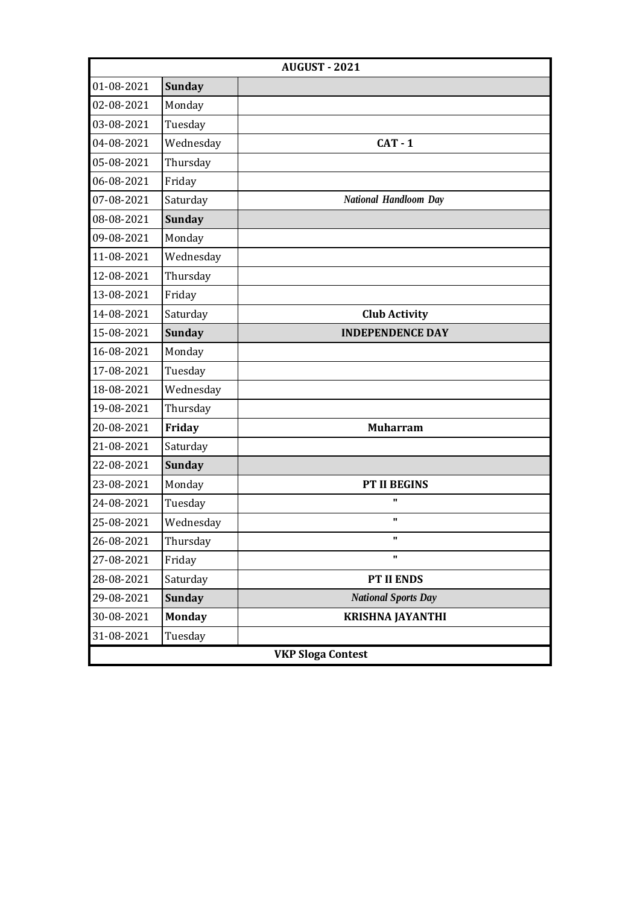| AUGUST - 2021 | | |
|---|---|---|
| 01-08-2021 | **Sunday** | |
| 02-08-2021 | Monday | |
| 03-08-2021 | Tuesday | |
| 04-08-2021 | Wednesday | **CAT - 1** |
| 05-08-2021 | Thursday | |
| 06-08-2021 | Friday | |
| 07-08-2021 | Saturday | ***National Handloom Day*** |
| 08-08-2021 | **Sunday** | |
| 09-08-2021 | Monday | |
| 11-08-2021 | Wednesday | |
| 12-08-2021 | Thursday | |
| 13-08-2021 | Friday | |
| 14-08-2021 | Saturday | **Club Activity** |
| 15-08-2021 | **Sunday** | **INDEPENDENCE DAY** |
| 16-08-2021 | Monday | |
| 17-08-2021 | Tuesday | |
| 18-08-2021 | Wednesday | |
| 19-08-2021 | Thursday | |
| 20-08-2021 | **Friday** | **Muharram** |
| 21-08-2021 | Saturday | |
| 22-08-2021 | **Sunday** | |
| 23-08-2021 | Monday | **PT II BEGINS** |
| 24-08-2021 | Tuesday | **"** |
| 25-08-2021 | Wednesday | **"** |
| 26-08-2021 | Thursday | **"** |
| 27-08-2021 | Friday | **"** |
| 28-08-2021 | Saturday | **PT II ENDS** |
| 29-08-2021 | **Sunday** | ***National Sports Day*** |
| 30-08-2021 | **Monday** | **KRISHNA JAYANTHI** |
| 31-08-2021 | Tuesday | |
| **VKP Sloga Contest** | | |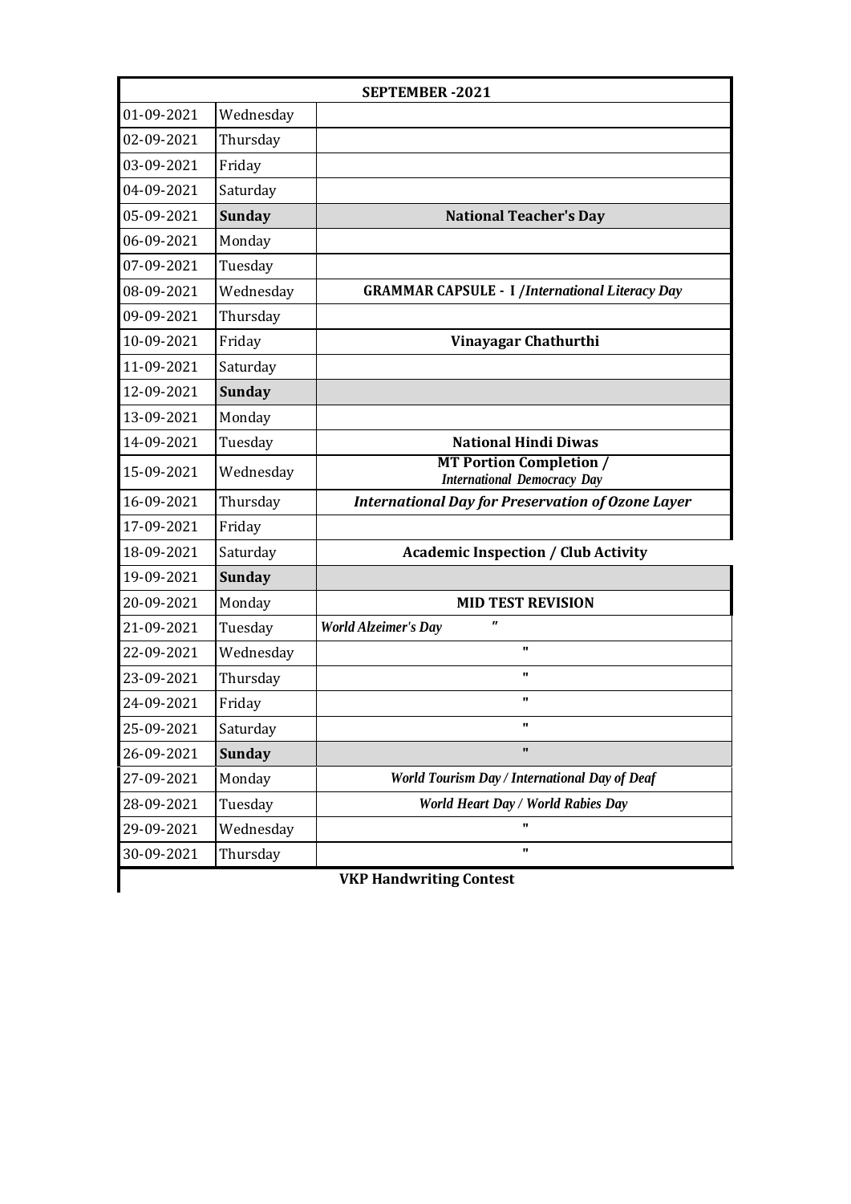| SEPTEMBER -2021 | | |
|---|---|---|
| 01-09-2021 | Wednesday | |
| 02-09-2021 | Thursday | |
| 03-09-2021 | Friday | |
| 04-09-2021 | Saturday | |
| 05-09-2021 | **Sunday** | **National Teacher's Day** |
| 06-09-2021 | Monday | |
| 07-09-2021 | Tuesday | |
| 08-09-2021 | Wednesday | **GRAMMAR CAPSULE - I /*International Literacy Day*** |
| 09-09-2021 | Thursday | |
| 10-09-2021 | Friday | **Vinayagar Chathurthi** |
| 11-09-2021 | Saturday | |
| 12-09-2021 | **Sunday** | |
| 13-09-2021 | Monday | |
| 14-09-2021 | Tuesday | **National Hindi Diwas** |
| 15-09-2021 | Wednesday | **MT Portion Completion / *International Democracy Day*** |
| 16-09-2021 | Thursday | ***International Day for Preservation of Ozone Layer*** |
| 17-09-2021 | Friday | |
| 18-09-2021 | Saturday | **Academic Inspection / Club Activity** |
| 19-09-2021 | **Sunday** | |
| 20-09-2021 | Monday | **MID TEST REVISION** |
| 21-09-2021 | Tuesday | ***World Alzeimer's Day*** " |
| 22-09-2021 | Wednesday | " |
| 23-09-2021 | Thursday | " |
| 24-09-2021 | Friday | " |
| 25-09-2021 | Saturday | " |
| 26-09-2021 | **Sunday** | " |
| 27-09-2021 | Monday | ***World Tourism Day / International Day of Deaf*** |
| 28-09-2021 | Tuesday | ***World Heart Day / World Rabies Day*** |
| 29-09-2021 | Wednesday | " |
| 30-09-2021 | Thursday | " |

**VKP Handwriting Contest**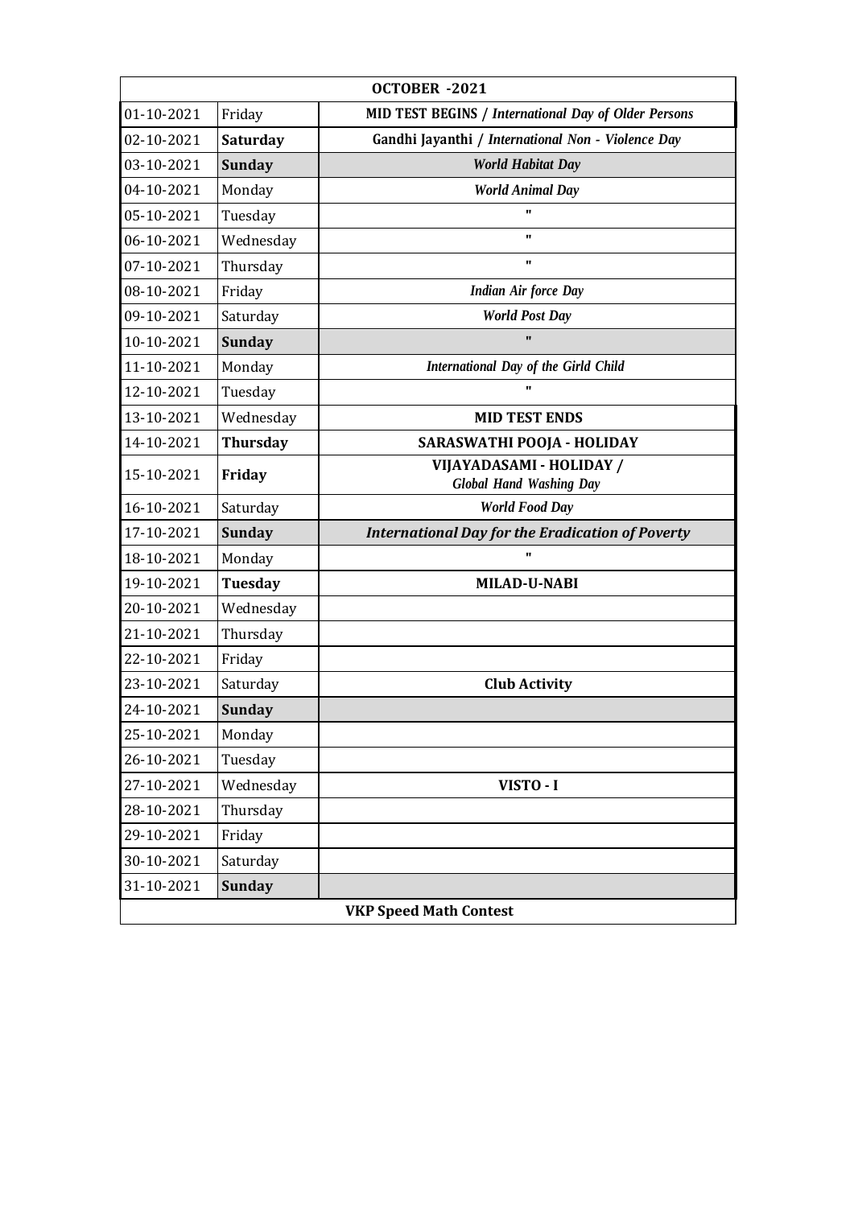| OCTOBER -2021 | | |
|---|---|---|
| 01-10-2021 | Friday | **MID TEST BEGINS /** ***International Day of Older Persons*** |
| 02-10-2021 | **Saturday** | **Gandhi Jayanthi /** ***International Non - Violence Day*** |
| 03-10-2021 | **Sunday** | ***World Habitat Day*** |
| 04-10-2021 | Monday | ***World Animal Day*** |
| 05-10-2021 | Tuesday | " |
| 06-10-2021 | Wednesday | " |
| 07-10-2021 | Thursday | " |
| 08-10-2021 | Friday | ***Indian Air force Day*** |
| 09-10-2021 | Saturday | ***World Post Day*** |
| 10-10-2021 | **Sunday** | " |
| 11-10-2021 | Monday | ***International Day of the Girld Child*** |
| 12-10-2021 | Tuesday | " |
| 13-10-2021 | Wednesday | **MID TEST ENDS** |
| 14-10-2021 | **Thursday** | **SARASWATHI POOJA - HOLIDAY** |
| 15-10-2021 | **Friday** | **VIJAYADASAMI - HOLIDAY /** ***Global Hand Washing Day*** |
| 16-10-2021 | Saturday | ***World Food Day*** |
| 17-10-2021 | **Sunday** | ***International Day for the Eradication of Poverty*** |
| 18-10-2021 | Monday | " |
| 19-10-2021 | **Tuesday** | **MILAD-U-NABI** |
| 20-10-2021 | Wednesday | |
| 21-10-2021 | Thursday | |
| 22-10-2021 | Friday | |
| 23-10-2021 | Saturday | **Club Activity** |
| 24-10-2021 | **Sunday** | |
| 25-10-2021 | Monday | |
| 26-10-2021 | Tuesday | |
| 27-10-2021 | Wednesday | **VISTO - I** |
| 28-10-2021 | Thursday | |
| 29-10-2021 | Friday | |
| 30-10-2021 | Saturday | |
| 31-10-2021 | **Sunday** | |
| **VKP Speed Math Contest** | | |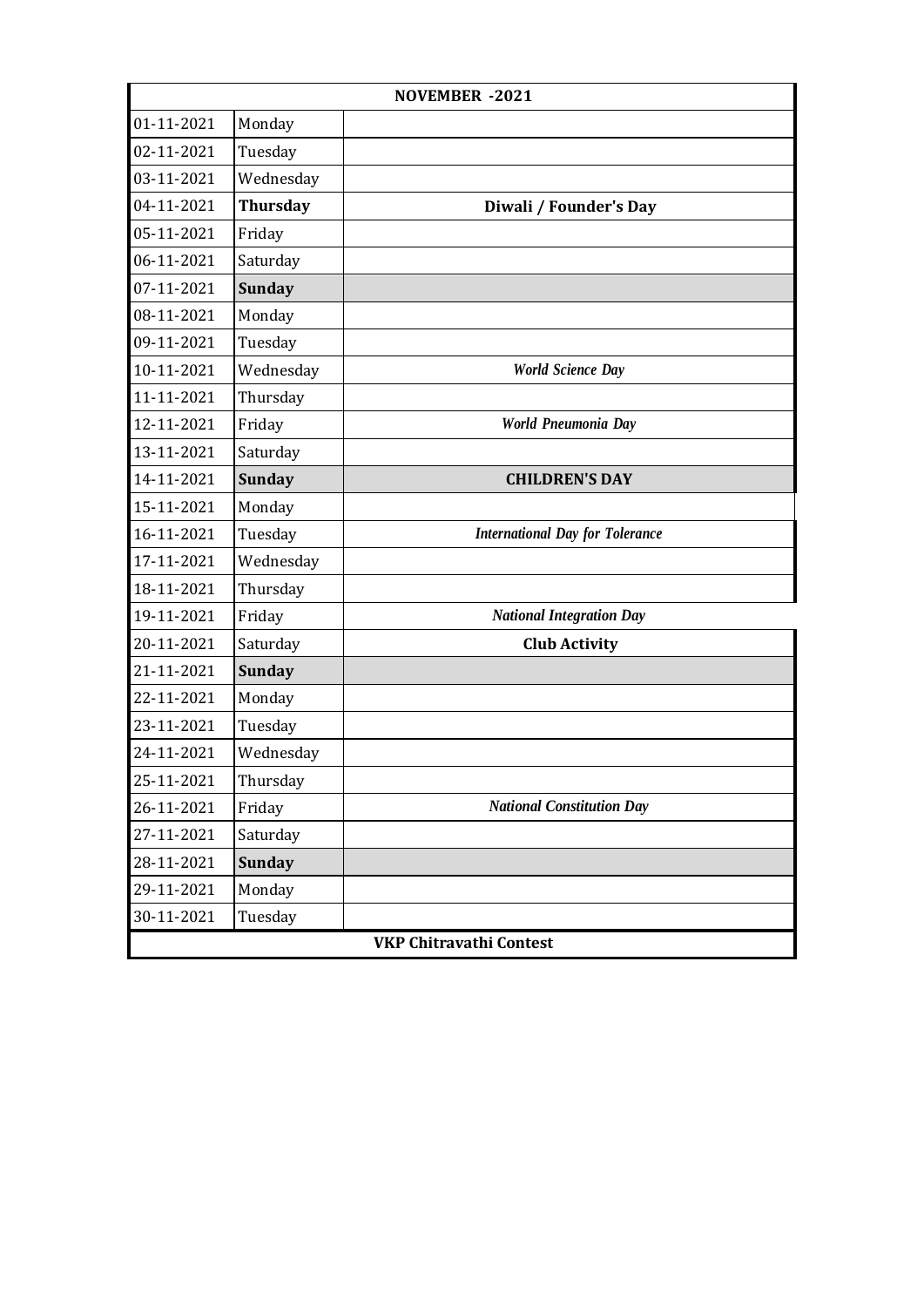| NOVEMBER -2021 | | |
|---|---|---|
| 01-11-2021 | Monday | |
| 02-11-2021 | Tuesday | |
| 03-11-2021 | Wednesday | |
| 04-11-2021 | **Thursday** | **Diwali / Founder's Day** |
| 05-11-2021 | Friday | |
| 06-11-2021 | Saturday | |
| 07-11-2021 | **Sunday** | |
| 08-11-2021 | Monday | |
| 09-11-2021 | Tuesday | |
| 10-11-2021 | Wednesday | ***World Science Day*** |
| 11-11-2021 | Thursday | |
| 12-11-2021 | Friday | ***World Pneumonia Day*** |
| 13-11-2021 | Saturday | |
| 14-11-2021 | **Sunday** | **CHILDREN'S DAY** |
| 15-11-2021 | Monday | |
| 16-11-2021 | Tuesday | ***International Day for Tolerance*** |
| 17-11-2021 | Wednesday | |
| 18-11-2021 | Thursday | |
| 19-11-2021 | Friday | ***National Integration Day*** |
| 20-11-2021 | Saturday | **Club Activity** |
| 21-11-2021 | **Sunday** | |
| 22-11-2021 | Monday | |
| 23-11-2021 | Tuesday | |
| 24-11-2021 | Wednesday | |
| 25-11-2021 | Thursday | |
| 26-11-2021 | Friday | ***National Constitution Day*** |
| 27-11-2021 | Saturday | |
| 28-11-2021 | **Sunday** | |
| 29-11-2021 | Monday | |
| 30-11-2021 | Tuesday | |
| **VKP Chitravathi Contest** | | |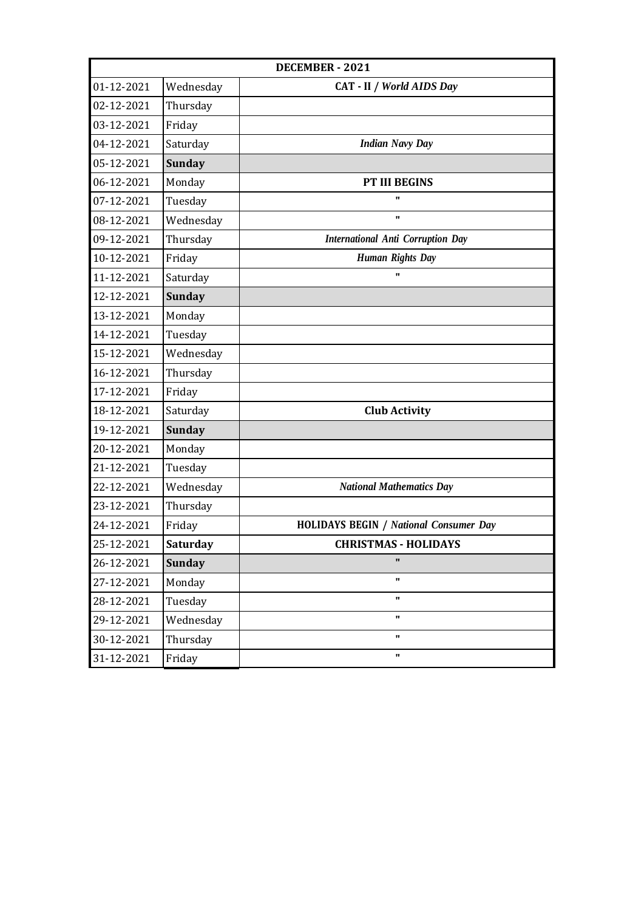| DECEMBER - 2021 | | |
|---|---|---|
| 01-12-2021 | Wednesday | **CAT - II /** ***World AIDS Day*** |
| 02-12-2021 | Thursday | |
| 03-12-2021 | Friday | |
| 04-12-2021 | Saturday | ***Indian Navy Day*** |
| 05-12-2021 | **Sunday** | |
| 06-12-2021 | Monday | **PT III BEGINS** |
| 07-12-2021 | Tuesday | " |
| 08-12-2021 | Wednesday | " |
| 09-12-2021 | Thursday | ***International Anti Corruption Day*** |
| 10-12-2021 | Friday | ***Human Rights Day*** |
| 11-12-2021 | Saturday | " |
| 12-12-2021 | **Sunday** | |
| 13-12-2021 | Monday | |
| 14-12-2021 | Tuesday | |
| 15-12-2021 | Wednesday | |
| 16-12-2021 | Thursday | |
| 17-12-2021 | Friday | |
| 18-12-2021 | Saturday | **Club Activity** |
| 19-12-2021 | **Sunday** | |
| 20-12-2021 | Monday | |
| 21-12-2021 | Tuesday | |
| 22-12-2021 | Wednesday | ***National Mathematics Day*** |
| 23-12-2021 | Thursday | |
| 24-12-2021 | Friday | **HOLIDAYS BEGIN /** ***National Consumer Day*** |
| 25-12-2021 | **Saturday** | **CHRISTMAS - HOLIDAYS** |
| 26-12-2021 | **Sunday** | " |
| 27-12-2021 | Monday | " |
| 28-12-2021 | Tuesday | " |
| 29-12-2021 | Wednesday | " |
| 30-12-2021 | Thursday | " |
| 31-12-2021 | Friday | " |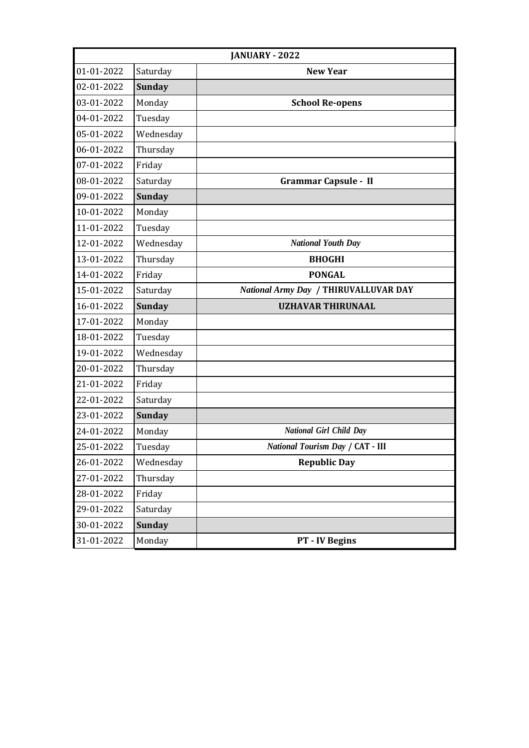| JANUARY - 2022 | | |
|---|---|---|
| 01-01-2022 | Saturday | **New Year** |
| 02-01-2022 | **Sunday** | |
| 03-01-2022 | Monday | **School Re-opens** |
| 04-01-2022 | Tuesday | |
| 05-01-2022 | Wednesday | |
| 06-01-2022 | Thursday | |
| 07-01-2022 | Friday | |
| 08-01-2022 | Saturday | **Grammar Capsule - II** |
| 09-01-2022 | **Sunday** | |
| 10-01-2022 | Monday | |
| 11-01-2022 | Tuesday | |
| 12-01-2022 | Wednesday | ***National Youth Day*** |
| 13-01-2022 | Thursday | **BHOGHI** |
| 14-01-2022 | Friday | **PONGAL** |
| 15-01-2022 | Saturday | ***National Army Day*** **/ THIRUVALLUVAR DAY** |
| 16-01-2022 | **Sunday** | **UZHAVAR THIRUNAAL** |
| 17-01-2022 | Monday | |
| 18-01-2022 | Tuesday | |
| 19-01-2022 | Wednesday | |
| 20-01-2022 | Thursday | |
| 21-01-2022 | Friday | |
| 22-01-2022 | Saturday | |
| 23-01-2022 | **Sunday** | |
| 24-01-2022 | Monday | ***National Girl Child Day*** |
| 25-01-2022 | Tuesday | ***National Tourism Day*** **/ CAT - III** |
| 26-01-2022 | Wednesday | **Republic Day** |
| 27-01-2022 | Thursday | |
| 28-01-2022 | Friday | |
| 29-01-2022 | Saturday | |
| 30-01-2022 | **Sunday** | |
| 31-01-2022 | Monday | **PT - IV Begins** |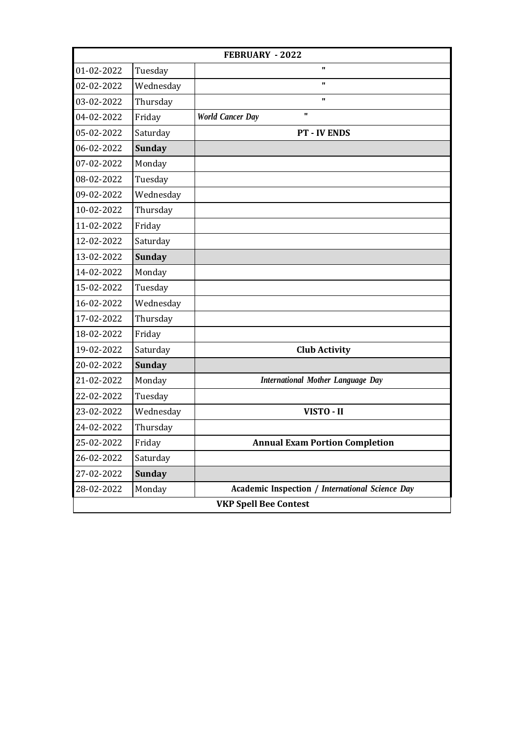| FEBRUARY - 2022 | | |
|---|---|---|
| 01-02-2022 | Tuesday | " |
| 02-02-2022 | Wednesday | " |
| 03-02-2022 | Thursday | " |
| 04-02-2022 | Friday | ***World Cancer Day*** " |
| 05-02-2022 | Saturday | **PT - IV ENDS** |
| 06-02-2022 | **Sunday** | |
| 07-02-2022 | Monday | |
| 08-02-2022 | Tuesday | |
| 09-02-2022 | Wednesday | |
| 10-02-2022 | Thursday | |
| 11-02-2022 | Friday | |
| 12-02-2022 | Saturday | |
| 13-02-2022 | **Sunday** | |
| 14-02-2022 | Monday | |
| 15-02-2022 | Tuesday | |
| 16-02-2022 | Wednesday | |
| 17-02-2022 | Thursday | |
| 18-02-2022 | Friday | |
| 19-02-2022 | Saturday | **Club Activity** |
| 20-02-2022 | **Sunday** | |
| 21-02-2022 | Monday | ***International Mother Language Day*** |
| 22-02-2022 | Tuesday | |
| 23-02-2022 | Wednesday | **VISTO - II** |
| 24-02-2022 | Thursday | |
| 25-02-2022 | Friday | **Annual Exam Portion Completion** |
| 26-02-2022 | Saturday | |
| 27-02-2022 | **Sunday** | |
| 28-02-2022 | Monday | **Academic Inspection /** ***International Science Day*** |
| **VKP Spell Bee Contest** | | |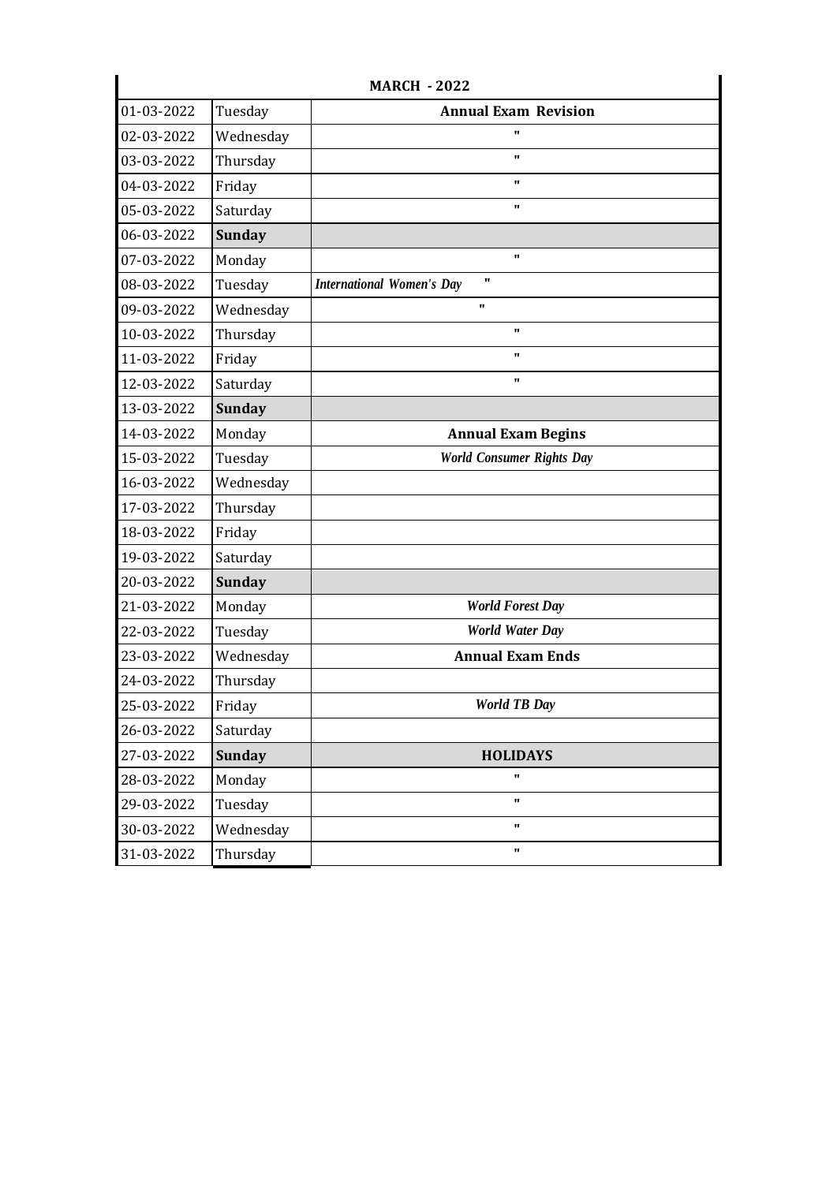| MARCH - 2022 | | |
|---|---|---|
| 01-03-2022 | Tuesday | **Annual Exam Revision** |
| 02-03-2022 | Wednesday | " |
| 03-03-2022 | Thursday | " |
| 04-03-2022 | Friday | " |
| 05-03-2022 | Saturday | " |
| 06-03-2022 | **Sunday** | |
| 07-03-2022 | Monday | " |
| 08-03-2022 | Tuesday | ***International Women's Day*** " |
| 09-03-2022 | Wednesday | " |
| 10-03-2022 | Thursday | " |
| 11-03-2022 | Friday | " |
| 12-03-2022 | Saturday | " |
| 13-03-2022 | **Sunday** | |
| 14-03-2022 | Monday | **Annual Exam Begins** |
| 15-03-2022 | Tuesday | ***World Consumer Rights Day*** |
| 16-03-2022 | Wednesday | |
| 17-03-2022 | Thursday | |
| 18-03-2022 | Friday | |
| 19-03-2022 | Saturday | |
| 20-03-2022 | **Sunday** | |
| 21-03-2022 | Monday | ***World Forest Day*** |
| 22-03-2022 | Tuesday | ***World Water Day*** |
| 23-03-2022 | Wednesday | **Annual Exam Ends** |
| 24-03-2022 | Thursday | |
| 25-03-2022 | Friday | ***World TB Day*** |
| 26-03-2022 | Saturday | |
| 27-03-2022 | **Sunday** | **HOLIDAYS** |
| 28-03-2022 | Monday | " |
| 29-03-2022 | Tuesday | " |
| 30-03-2022 | Wednesday | " |
| 31-03-2022 | Thursday | " |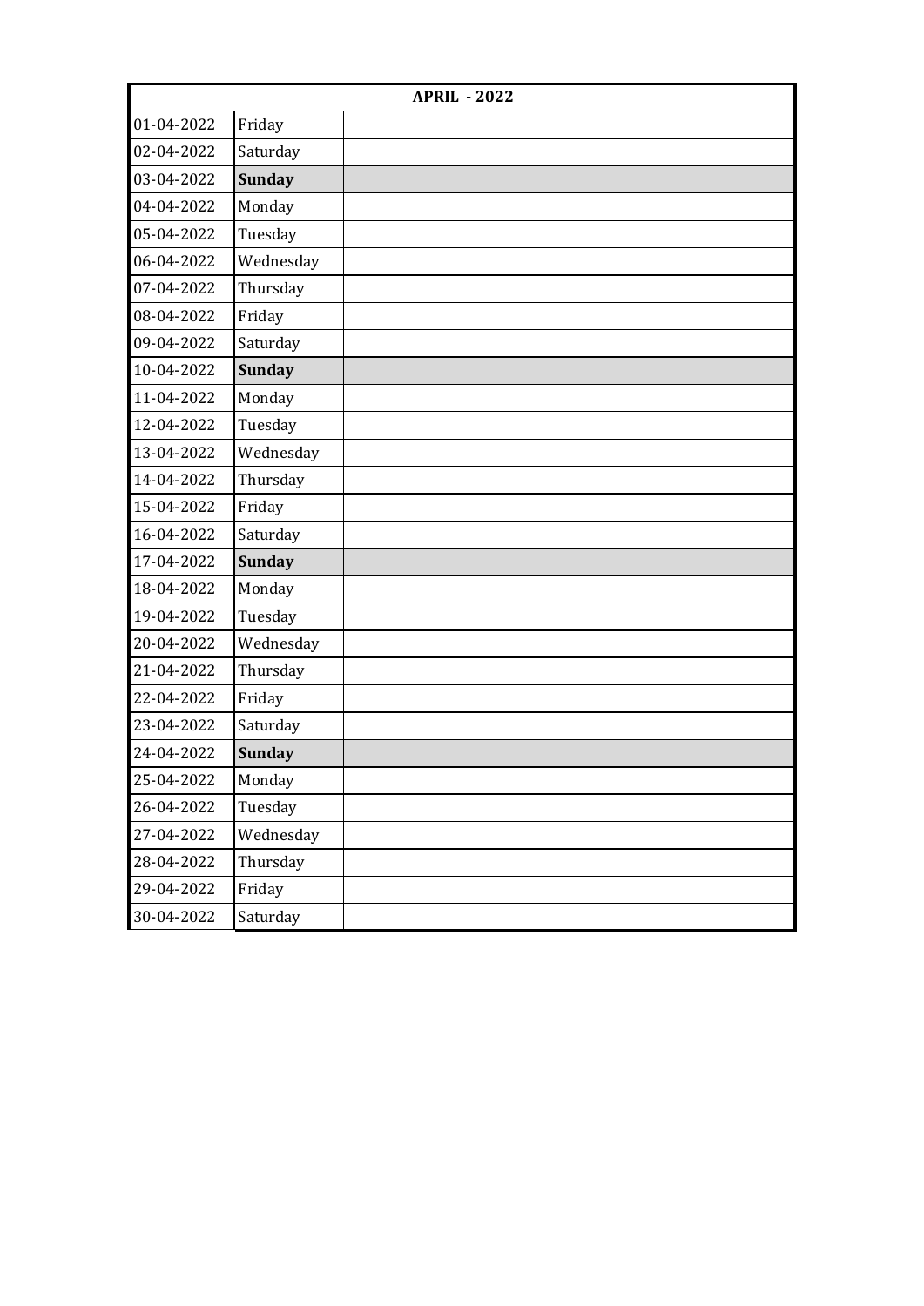| APRIL - 2022 | | |
|---|---|---|
| 01-04-2022 | Friday | |
| 02-04-2022 | Saturday | |
| 03-04-2022 | **Sunday** | |
| 04-04-2022 | Monday | |
| 05-04-2022 | Tuesday | |
| 06-04-2022 | Wednesday | |
| 07-04-2022 | Thursday | |
| 08-04-2022 | Friday | |
| 09-04-2022 | Saturday | |
| 10-04-2022 | **Sunday** | |
| 11-04-2022 | Monday | |
| 12-04-2022 | Tuesday | |
| 13-04-2022 | Wednesday | |
| 14-04-2022 | Thursday | |
| 15-04-2022 | Friday | |
| 16-04-2022 | Saturday | |
| 17-04-2022 | **Sunday** | |
| 18-04-2022 | Monday | |
| 19-04-2022 | Tuesday | |
| 20-04-2022 | Wednesday | |
| 21-04-2022 | Thursday | |
| 22-04-2022 | Friday | |
| 23-04-2022 | Saturday | |
| 24-04-2022 | **Sunday** | |
| 25-04-2022 | Monday | |
| 26-04-2022 | Tuesday | |
| 27-04-2022 | Wednesday | |
| 28-04-2022 | Thursday | |
| 29-04-2022 | Friday | |
| 30-04-2022 | Saturday | |